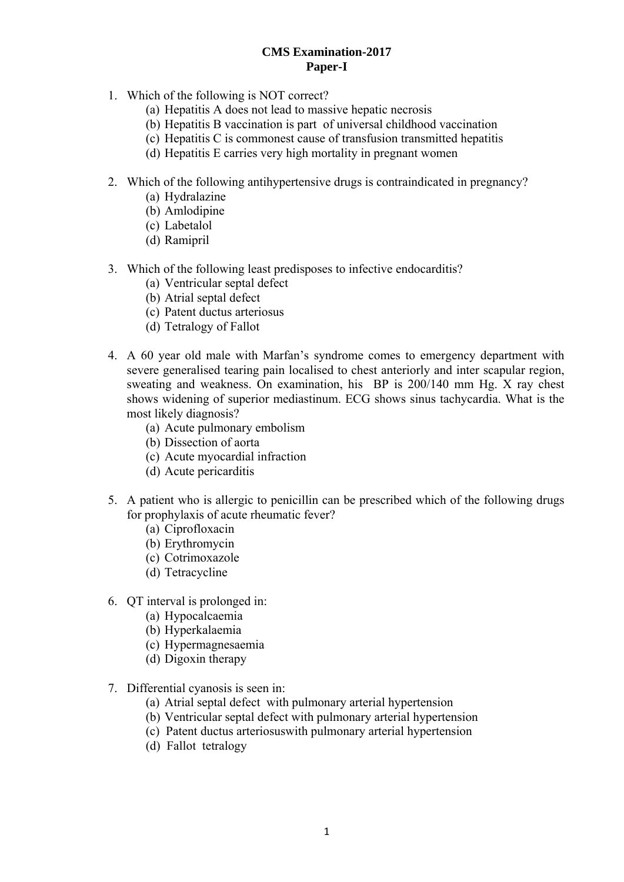# CMS Examination-2017
## Paper-I

1. Which of the following is NOT correct?
   (a) Hepatitis A does not lead to massive hepatic necrosis
   (b) Hepatitis B vaccination is part of universal childhood vaccination
   (c) Hepatitis C is commonest cause of transfusion transmitted hepatitis
   (d) Hepatitis E carries very high mortality in pregnant women

2. Which of the following antihypertensive drugs is contraindicated in pregnancy?
   (a) Hydralazine
   (b) Amlodipine
   (c) Labetalol
   (d) Ramipril

3. Which of the following least predisposes to infective endocarditis?
   (a) Ventricular septal defect
   (b) Atrial septal defect
   (c) Patent ductus arteriosus
   (d) Tetralogy of Fallot

4. A 60 year old male with Marfan's syndrome comes to emergency department with severe generalised tearing pain localised to chest anteriorly and inter scapular region, sweating and weakness. On examination, his BP is 200/140 mm Hg. X ray chest shows widening of superior mediastinum. ECG shows sinus tachycardia. What is the most likely diagnosis?
   (a) Acute pulmonary embolism
   (b) Dissection of aorta
   (c) Acute myocardial infraction
   (d) Acute pericarditis

5. A patient who is allergic to penicillin can be prescribed which of the following drugs for prophylaxis of acute rheumatic fever?
   (a) Ciprofloxacin
   (b) Erythromycin
   (c) Cotrimoxazole
   (d) Tetracycline

6. QT interval is prolonged in:
   (a) Hypocalcaemia
   (b) Hyperkalaemia
   (c) Hypermagnesaemia
   (d) Digoxin therapy

7. Differential cyanosis is seen in:
   (a) Atrial septal defect with pulmonary arterial hypertension
   (b) Ventricular septal defect with pulmonary arterial hypertension
   (c) Patent ductus arteriosuswith pulmonary arterial hypertension
   (d) Fallot tetralogy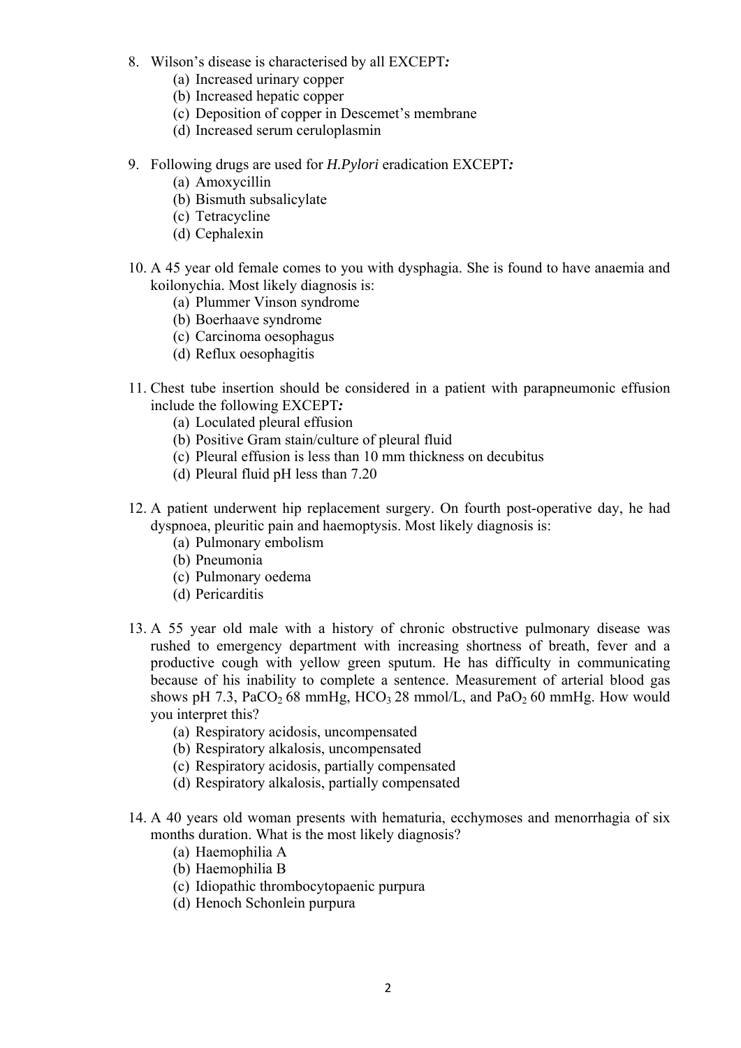8. Wilson's disease is characterised by all EXCEPT*:*
    (a) Increased urinary copper
    (b) Increased hepatic copper
    (c) Deposition of copper in Descemet's membrane
    (d) Increased serum ceruloplasmin

9. Following drugs are used for *H.Pylori* eradication EXCEPT*:*
    (a) Amoxycillin
    (b) Bismuth subsalicylate
    (c) Tetracycline
    (d) Cephalexin

10. A 45 year old female comes to you with dysphagia. She is found to have anaemia and koilonychia. Most likely diagnosis is:
    (a) Plummer Vinson syndrome
    (b) Boerhaave syndrome
    (c) Carcinoma oesophagus
    (d) Reflux oesophagitis

11. Chest tube insertion should be considered in a patient with parapneumonic effusion include the following EXCEPT*:*
    (a) Loculated pleural effusion
    (b) Positive Gram stain/culture of pleural fluid
    (c) Pleural effusion is less than 10 mm thickness on decubitus
    (d) Pleural fluid pH less than 7.20

12. A patient underwent hip replacement surgery. On fourth post-operative day, he had dyspnoea, pleuritic pain and haemoptysis. Most likely diagnosis is:
    (a) Pulmonary embolism
    (b) Pneumonia
    (c) Pulmonary oedema
    (d) Pericarditis

13. A 55 year old male with a history of chronic obstructive pulmonary disease was rushed to emergency department with increasing shortness of breath, fever and a productive cough with yellow green sputum. He has difficulty in communicating because of his inability to complete a sentence. Measurement of arterial blood gas shows pH 7.3, $PaCO_2$ 68 mmHg, $HCO_3$ 28 mmol/L, and $PaO_2$ 60 mmHg. How would you interpret this?
    (a) Respiratory acidosis, uncompensated
    (b) Respiratory alkalosis, uncompensated
    (c) Respiratory acidosis, partially compensated
    (d) Respiratory alkalosis, partially compensated

14. A 40 years old woman presents with hematuria, ecchymoses and menorrhagia of six months duration. What is the most likely diagnosis?
    (a) Haemophilia A
    (b) Haemophilia B
    (c) Idiopathic thrombocytopaenic purpura
    (d) Henoch Schonlein purpura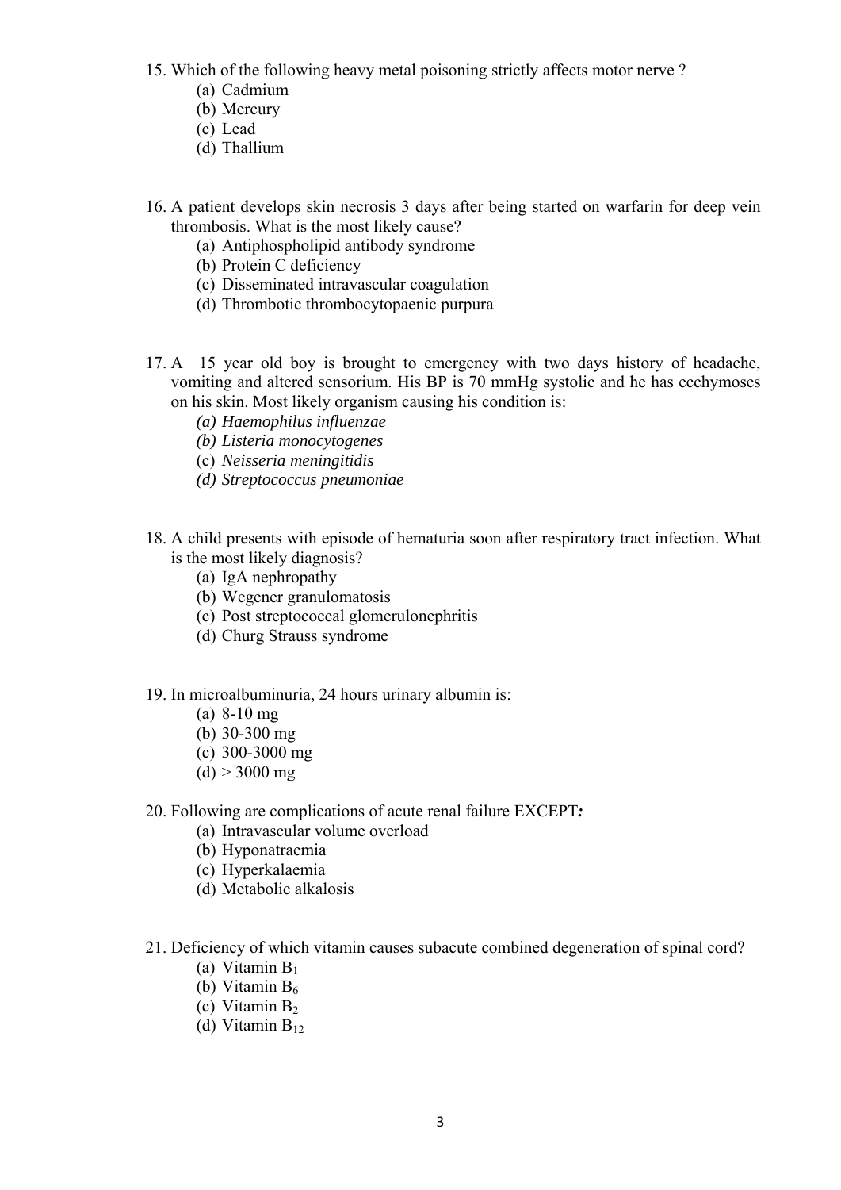15. Which of the following heavy metal poisoning strictly affects motor nerve ?
    - (a) Cadmium
    - (b) Mercury
    - (c) Lead
    - (d) Thallium

16. A patient develops skin necrosis 3 days after being started on warfarin for deep vein thrombosis. What is the most likely cause?
    - (a) Antiphospholipid antibody syndrome
    - (b) Protein C deficiency
    - (c) Disseminated intravascular coagulation
    - (d) Thrombotic thrombocytopaenic purpura

17. A 15 year old boy is brought to emergency with two days history of headache, vomiting and altered sensorium. His BP is 70 mmHg systolic and he has ecchymoses on his skin. Most likely organism causing his condition is:
    - *(a) Haemophilus influenzae*
    - *(b) Listeria monocytogenes*
    - (c) *Neisseria meningitidis*
    - *(d) Streptococcus pneumoniae*

18. A child presents with episode of hematuria soon after respiratory tract infection. What is the most likely diagnosis?
    - (a) IgA nephropathy
    - (b) Wegener granulomatosis
    - (c) Post streptococcal glomerulonephritis
    - (d) Churg Strauss syndrome

19. In microalbuminuria, 24 hours urinary albumin is:
    - (a) 8-10 mg
    - (b) 30-300 mg
    - (c) 300-3000 mg
    - (d) > 3000 mg

20. Following are complications of acute renal failure EXCEPT*:*
    - (a) Intravascular volume overload
    - (b) Hyponatraemia
    - (c) Hyperkalaemia
    - (d) Metabolic alkalosis

21. Deficiency of which vitamin causes subacute combined degeneration of spinal cord?
    - (a) Vitamin $B_1$
    - (b) Vitamin $B_6$
    - (c) Vitamin $B_2$
    - (d) Vitamin $B_{12}$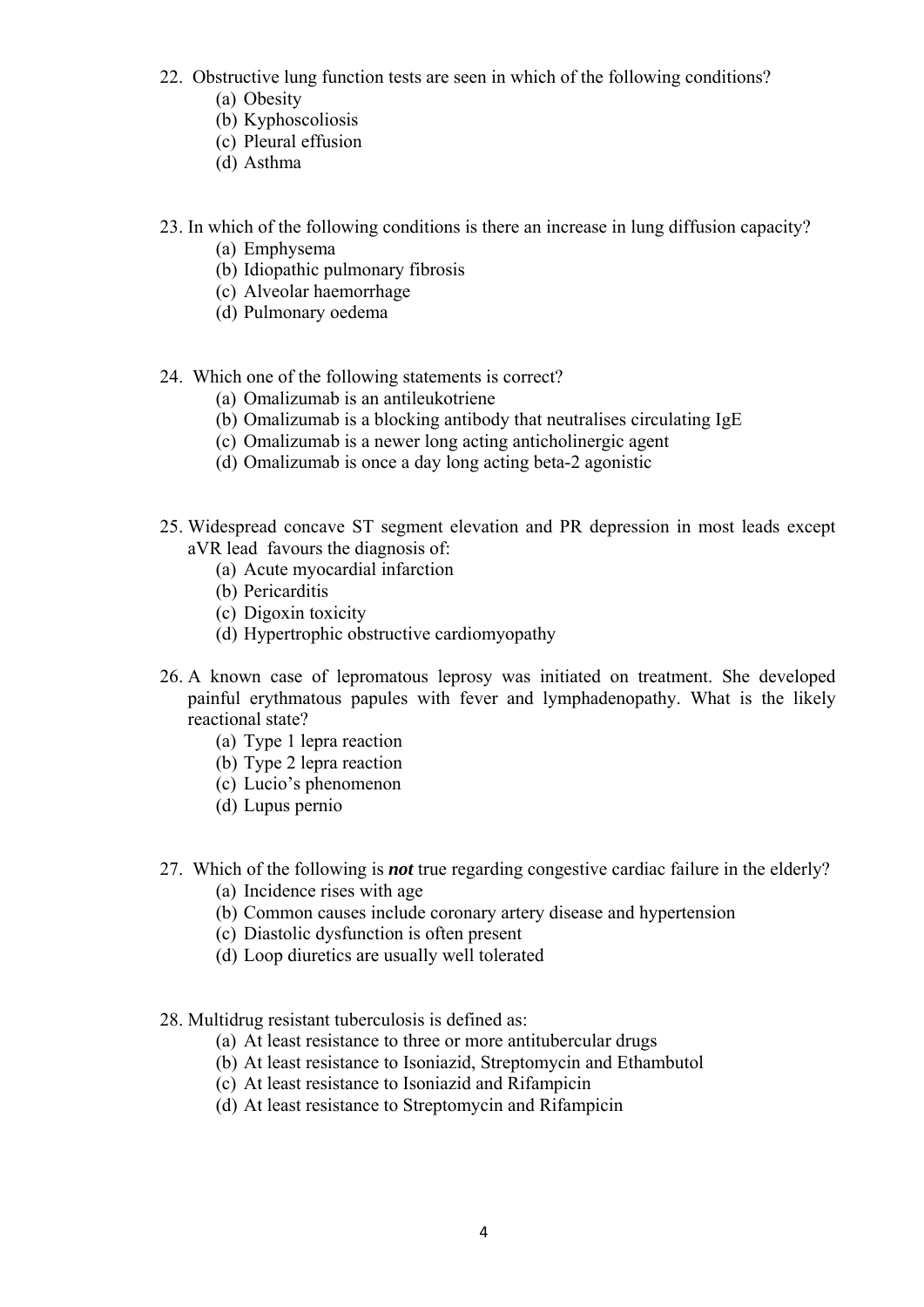22. Obstructive lung function tests are seen in which of the following conditions?
    (a) Obesity
    (b) Kyphoscoliosis
    (c) Pleural effusion
    (d) Asthma

23. In which of the following conditions is there an increase in lung diffusion capacity?
    (a) Emphysema
    (b) Idiopathic pulmonary fibrosis
    (c) Alveolar haemorrhage
    (d) Pulmonary oedema

24. Which one of the following statements is correct?
    (a) Omalizumab is an antileukotriene
    (b) Omalizumab is a blocking antibody that neutralises circulating IgE
    (c) Omalizumab is a newer long acting anticholinergic agent
    (d) Omalizumab is once a day long acting beta-2 agonistic

25. Widespread concave ST segment elevation and PR depression in most leads except aVR lead favours the diagnosis of:
    (a) Acute myocardial infarction
    (b) Pericarditis
    (c) Digoxin toxicity
    (d) Hypertrophic obstructive cardiomyopathy

26. A known case of lepromatous leprosy was initiated on treatment. She developed painful erythmatous papules with fever and lymphadenopathy. What is the likely reactional state?
    (a) Type 1 lepra reaction
    (b) Type 2 lepra reaction
    (c) Lucio's phenomenon
    (d) Lupus pernio

27. Which of the following is ***not*** true regarding congestive cardiac failure in the elderly?
    (a) Incidence rises with age
    (b) Common causes include coronary artery disease and hypertension
    (c) Diastolic dysfunction is often present
    (d) Loop diuretics are usually well tolerated

28. Multidrug resistant tuberculosis is defined as:
    (a) At least resistance to three or more antitubercular drugs
    (b) At least resistance to Isoniazid, Streptomycin and Ethambutol
    (c) At least resistance to Isoniazid and Rifampicin
    (d) At least resistance to Streptomycin and Rifampicin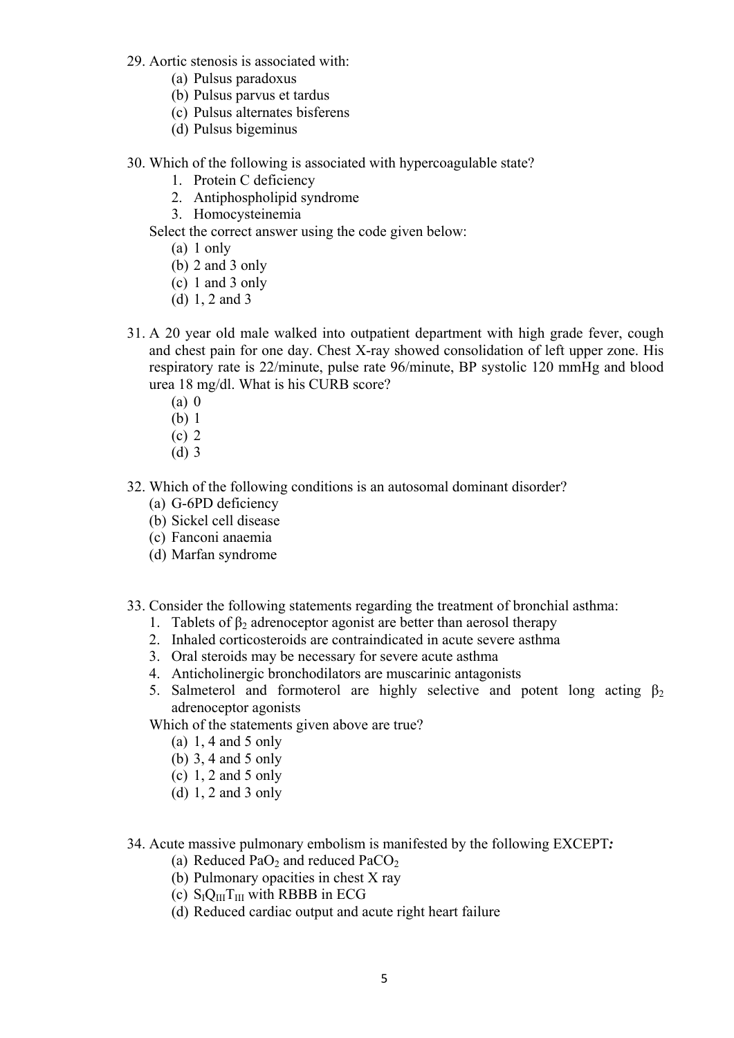29. Aortic stenosis is associated with:
    (a) Pulsus paradoxus
    (b) Pulsus parvus et tardus
    (c) Pulsus alternates bisferens
    (d) Pulsus bigeminus

30. Which of the following is associated with hypercoagulable state?
    1. Protein C deficiency
    2. Antiphospholipid syndrome
    3. Homocysteinemia

    Select the correct answer using the code given below:
    (a) 1 only
    (b) 2 and 3 only
    (c) 1 and 3 only
    (d) 1, 2 and 3

31. A 20 year old male walked into outpatient department with high grade fever, cough and chest pain for one day. Chest X-ray showed consolidation of left upper zone. His respiratory rate is 22/minute, pulse rate 96/minute, BP systolic 120 mmHg and blood urea 18 mg/dl. What is his CURB score?
    (a) 0
    (b) 1
    (c) 2
    (d) 3

32. Which of the following conditions is an autosomal dominant disorder?
    (a) G-6PD deficiency
    (b) Sickel cell disease
    (c) Fanconi anaemia
    (d) Marfan syndrome

33. Consider the following statements regarding the treatment of bronchial asthma:
    1. Tablets of $\beta_2$ adrenoceptor agonist are better than aerosol therapy
    2. Inhaled corticosteroids are contraindicated in acute severe asthma
    3. Oral steroids may be necessary for severe acute asthma
    4. Anticholinergic bronchodilators are muscarinic antagonists
    5. Salmeterol and formoterol are highly selective and potent long acting $\beta_2$ adrenoceptor agonists

    Which of the statements given above are true?
    (a) 1, 4 and 5 only
    (b) 3, 4 and 5 only
    (c) 1, 2 and 5 only
    (d) 1, 2 and 3 only

34. Acute massive pulmonary embolism is manifested by the following EXCEPT*:*
    (a) Reduced $PaO_2$ and reduced $PaCO_2$
    (b) Pulmonary opacities in chest X ray
    (c) $S_IQ_{III}T_{III}$ with RBBB in ECG
    (d) Reduced cardiac output and acute right heart failure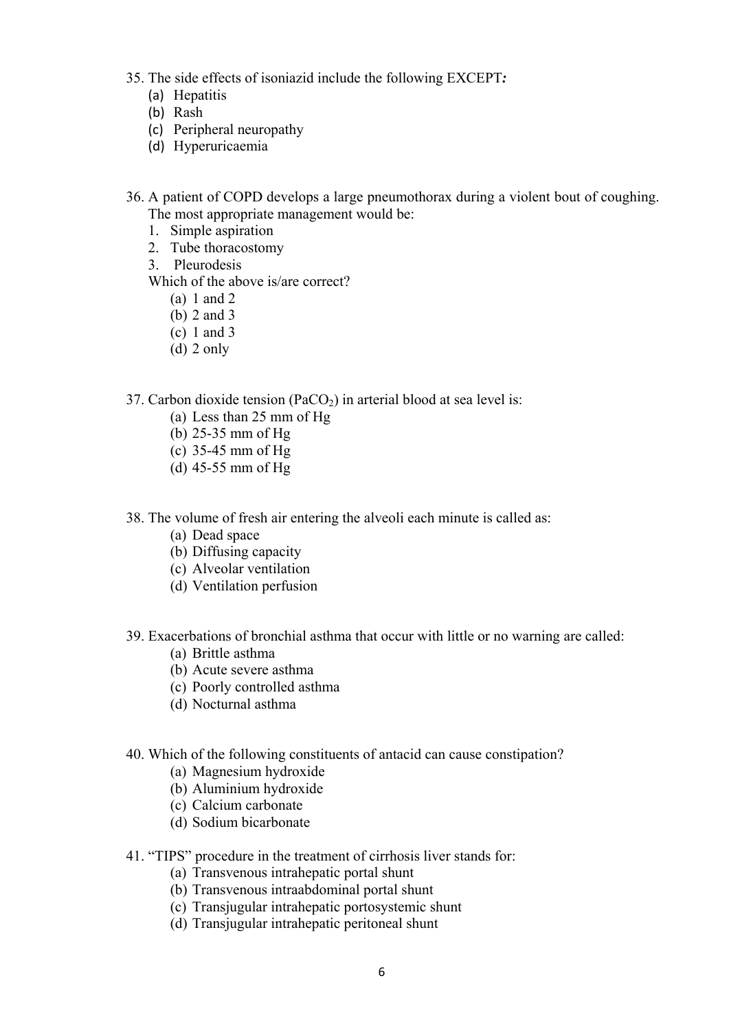35. The side effects of isoniazid include the following EXCEPT***:***

    (a) Hepatitis
    (b) Rash
    (c) Peripheral neuropathy
    (d) Hyperuricaemia

36. A patient of COPD develops a large pneumothorax during a violent bout of coughing. The most appropriate management would be:

    1. Simple aspiration
    2. Tube thoracostomy
    3. Pleurodesis

    Which of the above is/are correct?

    (a) 1 and 2
    (b) 2 and 3
    (c) 1 and 3
    (d) 2 only

37. Carbon dioxide tension ($PaCO_2$) in arterial blood at sea level is:

    (a) Less than 25 mm of Hg
    (b) 25-35 mm of Hg
    (c) 35-45 mm of Hg
    (d) 45-55 mm of Hg

38. The volume of fresh air entering the alveoli each minute is called as:

    (a) Dead space
    (b) Diffusing capacity
    (c) Alveolar ventilation
    (d) Ventilation perfusion

39. Exacerbations of bronchial asthma that occur with little or no warning are called:

    (a) Brittle asthma
    (b) Acute severe asthma
    (c) Poorly controlled asthma
    (d) Nocturnal asthma

40. Which of the following constituents of antacid can cause constipation?

    (a) Magnesium hydroxide
    (b) Aluminium hydroxide
    (c) Calcium carbonate
    (d) Sodium bicarbonate

41. "TIPS" procedure in the treatment of cirrhosis liver stands for:

    (a) Transvenous intrahepatic portal shunt
    (b) Transvenous intraabdominal portal shunt
    (c) Transjugular intrahepatic portosystemic shunt
    (d) Transjugular intrahepatic peritoneal shunt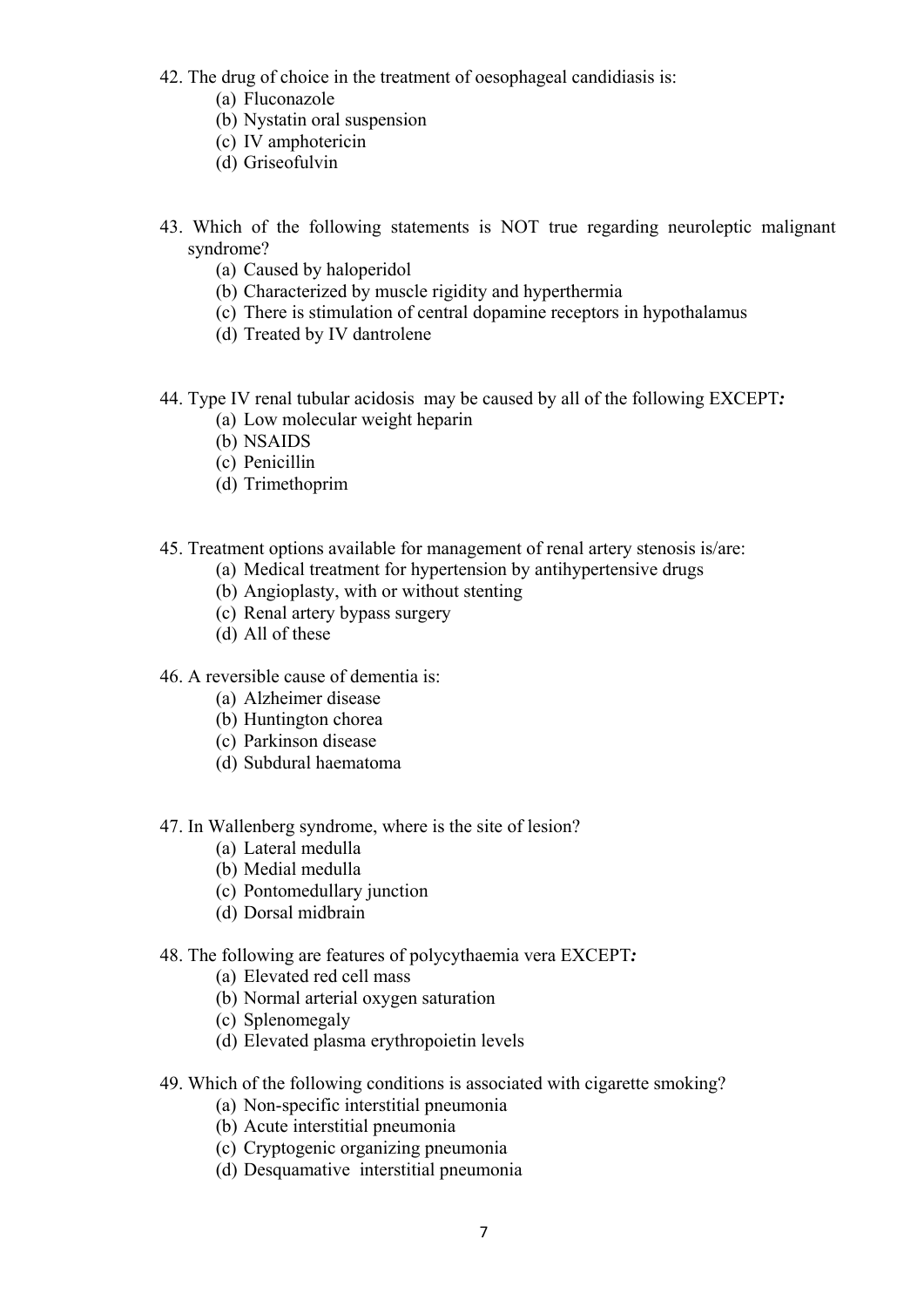42. The drug of choice in the treatment of oesophageal candidiasis is:
    (a) Fluconazole
    (b) Nystatin oral suspension
    (c) IV amphotericin
    (d) Griseofulvin

43. Which of the following statements is NOT true regarding neuroleptic malignant syndrome?
    (a) Caused by haloperidol
    (b) Characterized by muscle rigidity and hyperthermia
    (c) There is stimulation of central dopamine receptors in hypothalamus
    (d) Treated by IV dantrolene

44. Type IV renal tubular acidosis may be caused by all of the following EXCEPT*:*
    (a) Low molecular weight heparin
    (b) NSAIDS
    (c) Penicillin
    (d) Trimethoprim

45. Treatment options available for management of renal artery stenosis is/are:
    (a) Medical treatment for hypertension by antihypertensive drugs
    (b) Angioplasty, with or without stenting
    (c) Renal artery bypass surgery
    (d) All of these

46. A reversible cause of dementia is:
    (a) Alzheimer disease
    (b) Huntington chorea
    (c) Parkinson disease
    (d) Subdural haematoma

47. In Wallenberg syndrome, where is the site of lesion?
    (a) Lateral medulla
    (b) Medial medulla
    (c) Pontomedullary junction
    (d) Dorsal midbrain

48. The following are features of polycythaemia vera EXCEPT*:*
    (a) Elevated red cell mass
    (b) Normal arterial oxygen saturation
    (c) Splenomegaly
    (d) Elevated plasma erythropoietin levels

49. Which of the following conditions is associated with cigarette smoking?
    (a) Non-specific interstitial pneumonia
    (b) Acute interstitial pneumonia
    (c) Cryptogenic organizing pneumonia
    (d) Desquamative interstitial pneumonia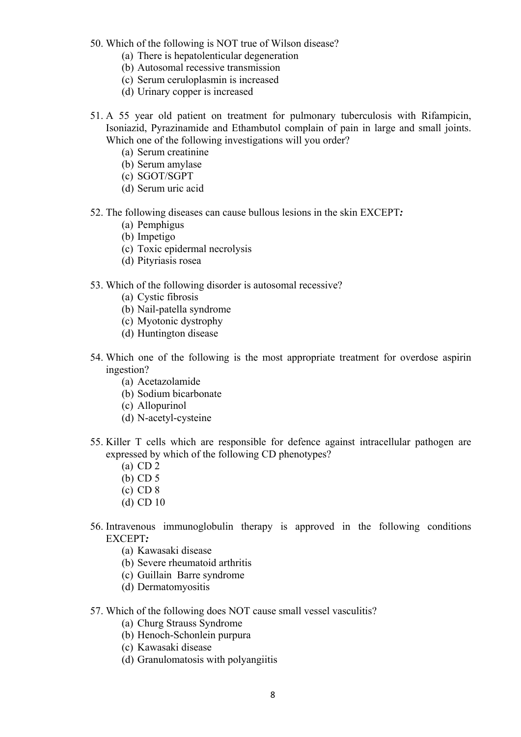50. Which of the following is NOT true of Wilson disease?
    - (a) There is hepatolenticular degeneration
    - (b) Autosomal recessive transmission
    - (c) Serum ceruloplasmin is increased
    - (d) Urinary copper is increased

51. A 55 year old patient on treatment for pulmonary tuberculosis with Rifampicin, Isoniazid, Pyrazinamide and Ethambutol complain of pain in large and small joints. Which one of the following investigations will you order?
    - (a) Serum creatinine
    - (b) Serum amylase
    - (c) SGOT/SGPT
    - (d) Serum uric acid

52. The following diseases can cause bullous lesions in the skin EXCEPT*:*
    - (a) Pemphigus
    - (b) Impetigo
    - (c) Toxic epidermal necrolysis
    - (d) Pityriasis rosea

53. Which of the following disorder is autosomal recessive?
    - (a) Cystic fibrosis
    - (b) Nail-patella syndrome
    - (c) Myotonic dystrophy
    - (d) Huntington disease

54. Which one of the following is the most appropriate treatment for overdose aspirin ingestion?
    - (a) Acetazolamide
    - (b) Sodium bicarbonate
    - (c) Allopurinol
    - (d) N-acetyl-cysteine

55. Killer T cells which are responsible for defence against intracellular pathogen are expressed by which of the following CD phenotypes?
    - (a) CD 2
    - (b) CD 5
    - (c) CD 8
    - (d) CD 10

56. Intravenous immunoglobulin therapy is approved in the following conditions EXCEPT*:*
    - (a) Kawasaki disease
    - (b) Severe rheumatoid arthritis
    - (c) Guillain Barre syndrome
    - (d) Dermatomyositis

57. Which of the following does NOT cause small vessel vasculitis?
    - (a) Churg Strauss Syndrome
    - (b) Henoch-Schonlein purpura
    - (c) Kawasaki disease
    - (d) Granulomatosis with polyangiitis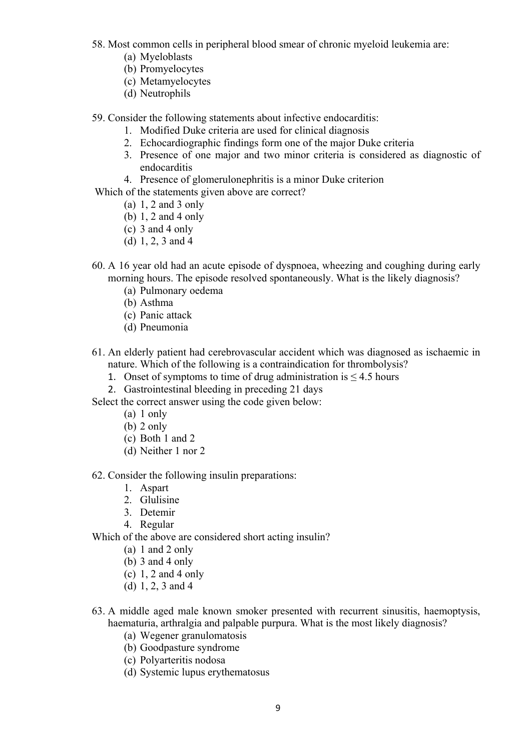58. Most common cells in peripheral blood smear of chronic myeloid leukemia are:
    (a) Myeloblasts
    (b) Promyelocytes
    (c) Metamyelocytes
    (d) Neutrophils

59. Consider the following statements about infective endocarditis:
    1. Modified Duke criteria are used for clinical diagnosis
    2. Echocardiographic findings form one of the major Duke criteria
    3. Presence of one major and two minor criteria is considered as diagnostic of endocarditis
    4. Presence of glomerulonephritis is a minor Duke criterion

    Which of the statements given above are correct?
    (a) 1, 2 and 3 only
    (b) 1, 2 and 4 only
    (c) 3 and 4 only
    (d) 1, 2, 3 and 4

60. A 16 year old had an acute episode of dyspnoea, wheezing and coughing during early morning hours. The episode resolved spontaneously. What is the likely diagnosis?
    (a) Pulmonary oedema
    (b) Asthma
    (c) Panic attack
    (d) Pneumonia

61. An elderly patient had cerebrovascular accident which was diagnosed as ischaemic in nature. Which of the following is a contraindication for thrombolysis?
    1. Onset of symptoms to time of drug administration is $\leq 4.5$ hours
    2. Gastrointestinal bleeding in preceding 21 days

    Select the correct answer using the code given below:
    (a) 1 only
    (b) 2 only
    (c) Both 1 and 2
    (d) Neither 1 nor 2

62. Consider the following insulin preparations:
    1. Aspart
    2. Glulisine
    3. Detemir
    4. Regular

    Which of the above are considered short acting insulin?
    (a) 1 and 2 only
    (b) 3 and 4 only
    (c) 1, 2 and 4 only
    (d) 1, 2, 3 and 4

63. A middle aged male known smoker presented with recurrent sinusitis, haemoptysis, haematuria, arthralgia and palpable purpura. What is the most likely diagnosis?
    (a) Wegener granulomatosis
    (b) Goodpasture syndrome
    (c) Polyarteritis nodosa
    (d) Systemic lupus erythematosus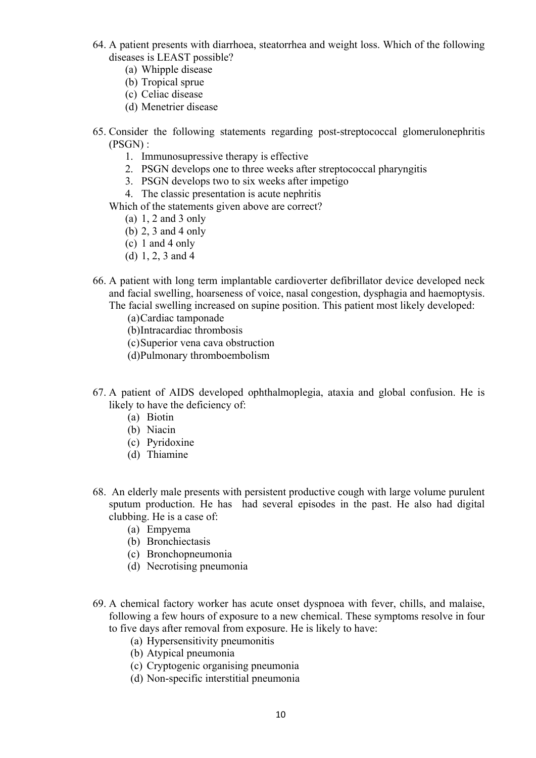64. A patient presents with diarrhoea, steatorrhea and weight loss. Which of the following diseases is LEAST possible?
    (a) Whipple disease
    (b) Tropical sprue
    (c) Celiac disease
    (d) Menetrier disease

65. Consider the following statements regarding post-streptococcal glomerulonephritis (PSGN) :
    1. Immunosupressive therapy is effective
    2. PSGN develops one to three weeks after streptococcal pharyngitis
    3. PSGN develops two to six weeks after impetigo
    4. The classic presentation is acute nephritis

    Which of the statements given above are correct?
    (a) 1, 2 and 3 only
    (b) 2, 3 and 4 only
    (c) 1 and 4 only
    (d) 1, 2, 3 and 4

66. A patient with long term implantable cardioverter defibrillator device developed neck and facial swelling, hoarseness of voice, nasal congestion, dysphagia and haemoptysis. The facial swelling increased on supine position. This patient most likely developed:
    (a) Cardiac tamponade
    (b) Intracardiac thrombosis
    (c) Superior vena cava obstruction
    (d) Pulmonary thromboembolism

67. A patient of AIDS developed ophthalmoplegia, ataxia and global confusion. He is likely to have the deficiency of:
    (a) Biotin
    (b) Niacin
    (c) Pyridoxine
    (d) Thiamine

68. An elderly male presents with persistent productive cough with large volume purulent sputum production. He has had several episodes in the past. He also had digital clubbing. He is a case of:
    (a) Empyema
    (b) Bronchiectasis
    (c) Bronchopneumonia
    (d) Necrotising pneumonia

69. A chemical factory worker has acute onset dyspnoea with fever, chills, and malaise, following a few hours of exposure to a new chemical. These symptoms resolve in four to five days after removal from exposure. He is likely to have:
    (a) Hypersensitivity pneumonitis
    (b) Atypical pneumonia
    (c) Cryptogenic organising pneumonia
    (d) Non-specific interstitial pneumonia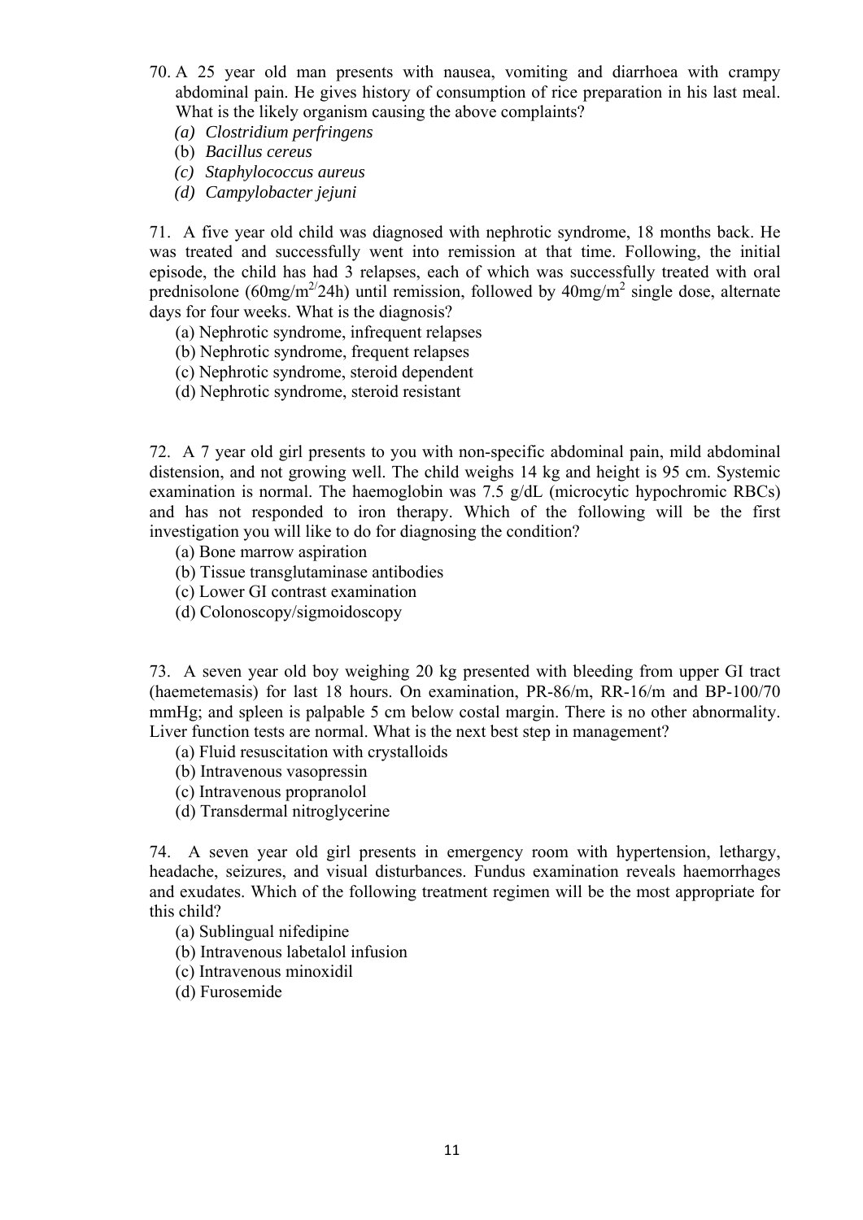70. A 25 year old man presents with nausea, vomiting and diarrhoea with crampy abdominal pain. He gives history of consumption of rice preparation in his last meal. What is the likely organism causing the above complaints?
   *(a)* *Clostridium perfringens*
   (b) *Bacillus cereus*
   *(c)* *Staphylococcus aureus*
   *(d)* *Campylobacter jejuni*

71. A five year old child was diagnosed with nephrotic syndrome, 18 months back. He was treated and successfully went into remission at that time. Following, the initial episode, the child has had 3 relapses, each of which was successfully treated with oral prednisolone (60mg/$m^2$/24h) until remission, followed by 40mg/$m^2$ single dose, alternate days for four weeks. What is the diagnosis?
   (a) Nephrotic syndrome, infrequent relapses
   (b) Nephrotic syndrome, frequent relapses
   (c) Nephrotic syndrome, steroid dependent
   (d) Nephrotic syndrome, steroid resistant

72. A 7 year old girl presents to you with non-specific abdominal pain, mild abdominal distension, and not growing well. The child weighs 14 kg and height is 95 cm. Systemic examination is normal. The haemoglobin was 7.5 g/dL (microcytic hypochromic RBCs) and has not responded to iron therapy. Which of the following will be the first investigation you will like to do for diagnosing the condition?
   (a) Bone marrow aspiration
   (b) Tissue transglutaminase antibodies
   (c) Lower GI contrast examination
   (d) Colonoscopy/sigmoidoscopy

73. A seven year old boy weighing 20 kg presented with bleeding from upper GI tract (haemetemasis) for last 18 hours. On examination, PR-86/m, RR-16/m and BP-100/70 mmHg; and spleen is palpable 5 cm below costal margin. There is no other abnormality. Liver function tests are normal. What is the next best step in management?
   (a) Fluid resuscitation with crystalloids
   (b) Intravenous vasopressin
   (c) Intravenous propranolol
   (d) Transdermal nitroglycerine

74. A seven year old girl presents in emergency room with hypertension, lethargy, headache, seizures, and visual disturbances. Fundus examination reveals haemorrhages and exudates. Which of the following treatment regimen will be the most appropriate for this child?
   (a) Sublingual nifedipine
   (b) Intravenous labetalol infusion
   (c) Intravenous minoxidil
   (d) Furosemide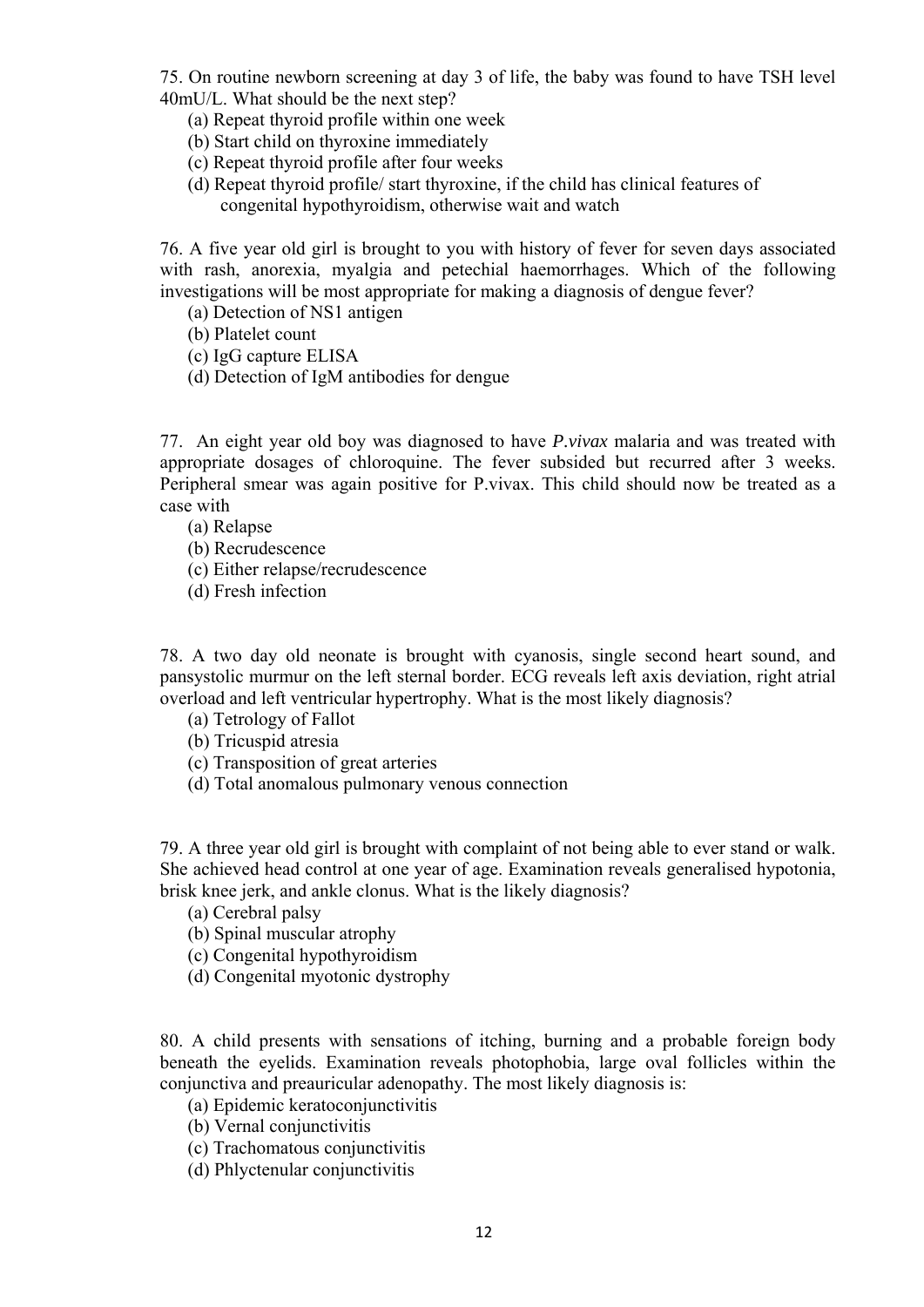75. On routine newborn screening at day 3 of life, the baby was found to have TSH level 40mU/L. What should be the next step?

(a) Repeat thyroid profile within one week
(b) Start child on thyroxine immediately
(c) Repeat thyroid profile after four weeks
(d) Repeat thyroid profile/ start thyroxine, if the child has clinical features of congenital hypothyroidism, otherwise wait and watch

76. A five year old girl is brought to you with history of fever for seven days associated with rash, anorexia, myalgia and petechial haemorrhages. Which of the following investigations will be most appropriate for making a diagnosis of dengue fever?

(a) Detection of NS1 antigen
(b) Platelet count
(c) IgG capture ELISA
(d) Detection of IgM antibodies for dengue

77. An eight year old boy was diagnosed to have *P.vivax* malaria and was treated with appropriate dosages of chloroquine. The fever subsided but recurred after 3 weeks. Peripheral smear was again positive for P.vivax. This child should now be treated as a case with

(a) Relapse
(b) Recrudescence
(c) Either relapse/recrudescence
(d) Fresh infection

78. A two day old neonate is brought with cyanosis, single second heart sound, and pansystolic murmur on the left sternal border. ECG reveals left axis deviation, right atrial overload and left ventricular hypertrophy. What is the most likely diagnosis?

(a) Tetrology of Fallot
(b) Tricuspid atresia
(c) Transposition of great arteries
(d) Total anomalous pulmonary venous connection

79. A three year old girl is brought with complaint of not being able to ever stand or walk. She achieved head control at one year of age. Examination reveals generalised hypotonia, brisk knee jerk, and ankle clonus. What is the likely diagnosis?

(a) Cerebral palsy
(b) Spinal muscular atrophy
(c) Congenital hypothyroidism
(d) Congenital myotonic dystrophy

80. A child presents with sensations of itching, burning and a probable foreign body beneath the eyelids. Examination reveals photophobia, large oval follicles within the conjunctiva and preauricular adenopathy. The most likely diagnosis is:

(a) Epidemic keratoconjunctivitis
(b) Vernal conjunctivitis
(c) Trachomatous conjunctivitis
(d) Phlyctenular conjunctivitis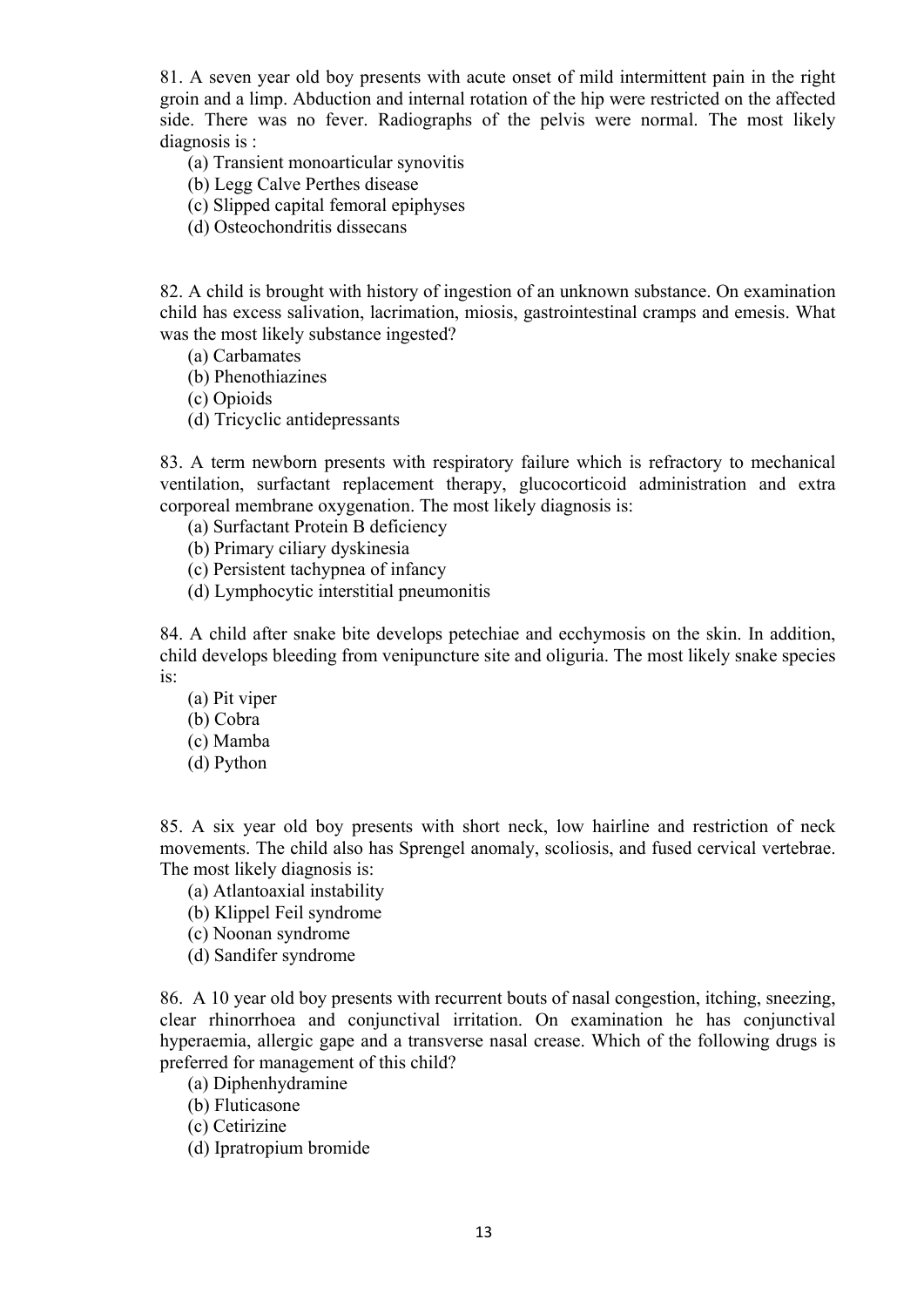81. A seven year old boy presents with acute onset of mild intermittent pain in the right groin and a limp. Abduction and internal rotation of the hip were restricted on the affected side. There was no fever. Radiographs of the pelvis were normal. The most likely diagnosis is :

(a) Transient monoarticular synovitis
(b) Legg Calve Perthes disease
(c) Slipped capital femoral epiphyses
(d) Osteochondritis dissecans

82. A child is brought with history of ingestion of an unknown substance. On examination child has excess salivation, lacrimation, miosis, gastrointestinal cramps and emesis. What was the most likely substance ingested?

(a) Carbamates
(b) Phenothiazines
(c) Opioids
(d) Tricyclic antidepressants

83. A term newborn presents with respiratory failure which is refractory to mechanical ventilation, surfactant replacement therapy, glucocorticoid administration and extra corporeal membrane oxygenation. The most likely diagnosis is:

(a) Surfactant Protein B deficiency
(b) Primary ciliary dyskinesia
(c) Persistent tachypnea of infancy
(d) Lymphocytic interstitial pneumonitis

84. A child after snake bite develops petechiae and ecchymosis on the skin. In addition, child develops bleeding from venipuncture site and oliguria. The most likely snake species is:

(a) Pit viper
(b) Cobra
(c) Mamba
(d) Python

85. A six year old boy presents with short neck, low hairline and restriction of neck movements. The child also has Sprengel anomaly, scoliosis, and fused cervical vertebrae. The most likely diagnosis is:

(a) Atlantoaxial instability
(b) Klippel Feil syndrome
(c) Noonan syndrome
(d) Sandifer syndrome

86. A 10 year old boy presents with recurrent bouts of nasal congestion, itching, sneezing, clear rhinorrhoea and conjunctival irritation. On examination he has conjunctival hyperaemia, allergic gape and a transverse nasal crease. Which of the following drugs is preferred for management of this child?

(a) Diphenhydramine
(b) Fluticasone
(c) Cetirizine
(d) Ipratropium bromide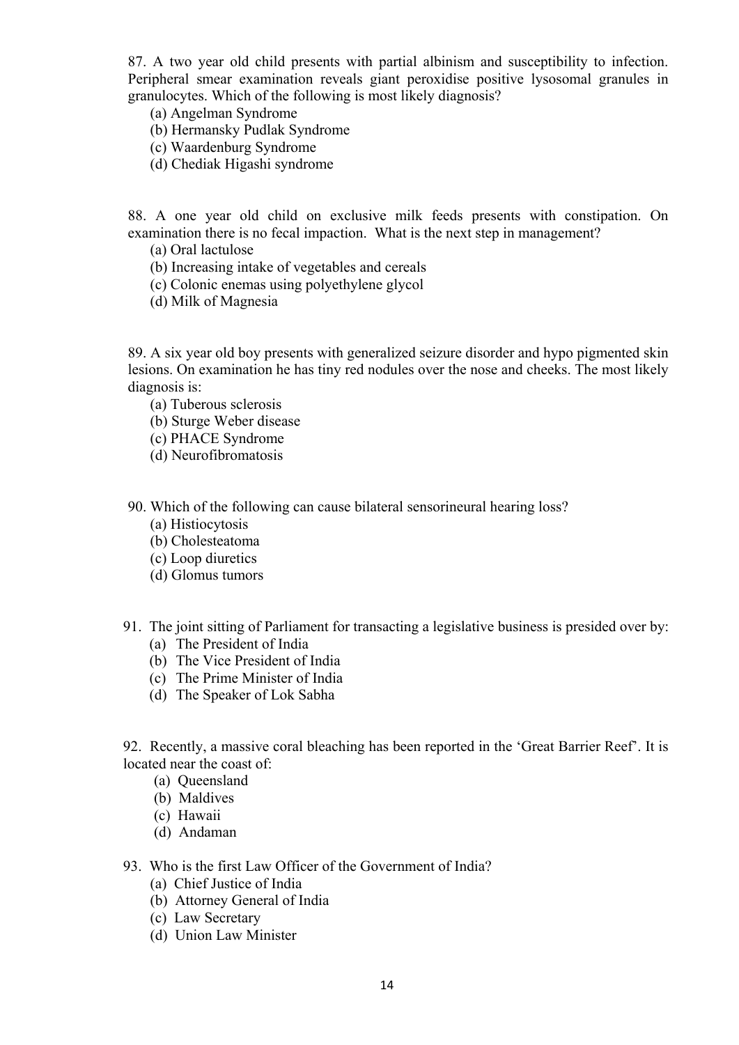87. A two year old child presents with partial albinism and susceptibility to infection. Peripheral smear examination reveals giant peroxidise positive lysosomal granules in granulocytes. Which of the following is most likely diagnosis?

(a) Angelman Syndrome
(b) Hermansky Pudlak Syndrome
(c) Waardenburg Syndrome
(d) Chediak Higashi syndrome

88. A one year old child on exclusive milk feeds presents with constipation. On examination there is no fecal impaction. What is the next step in management?

(a) Oral lactulose
(b) Increasing intake of vegetables and cereals
(c) Colonic enemas using polyethylene glycol
(d) Milk of Magnesia

89. A six year old boy presents with generalized seizure disorder and hypo pigmented skin lesions. On examination he has tiny red nodules over the nose and cheeks. The most likely diagnosis is:

(a) Tuberous sclerosis
(b) Sturge Weber disease
(c) PHACE Syndrome
(d) Neurofibromatosis

90. Which of the following can cause bilateral sensorineural hearing loss?

(a) Histiocytosis
(b) Cholesteatoma
(c) Loop diuretics
(d) Glomus tumors

91. The joint sitting of Parliament for transacting a legislative business is presided over by:

(a) The President of India
(b) The Vice President of India
(c) The Prime Minister of India
(d) The Speaker of Lok Sabha

92. Recently, a massive coral bleaching has been reported in the 'Great Barrier Reef'. It is located near the coast of:

(a) Queensland
(b) Maldives
(c) Hawaii
(d) Andaman

93. Who is the first Law Officer of the Government of India?

(a) Chief Justice of India
(b) Attorney General of India
(c) Law Secretary
(d) Union Law Minister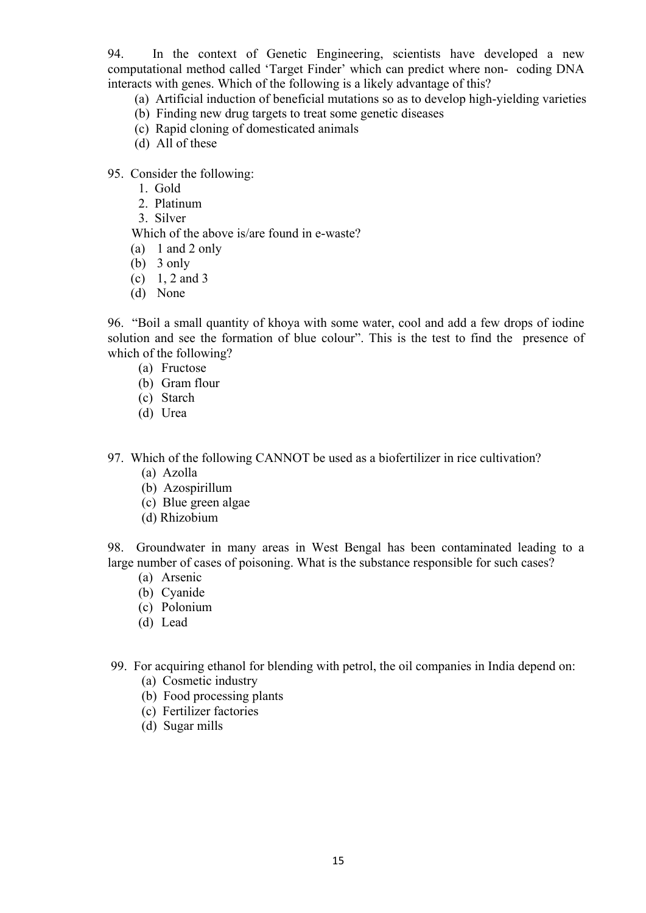94. In the context of Genetic Engineering, scientists have developed a new computational method called 'Target Finder' which can predict where non- coding DNA interacts with genes. Which of the following is a likely advantage of this?

(a) Artificial induction of beneficial mutations so as to develop high-yielding varieties
(b) Finding new drug targets to treat some genetic diseases
(c) Rapid cloning of domesticated animals
(d) All of these

95. Consider the following:

1. Gold
2. Platinum
3. Silver

Which of the above is/are found in e-waste?

(a) 1 and 2 only
(b) 3 only
(c) 1, 2 and 3
(d) None

96. "Boil a small quantity of khoya with some water, cool and add a few drops of iodine solution and see the formation of blue colour". This is the test to find the presence of which of the following?

(a) Fructose
(b) Gram flour
(c) Starch
(d) Urea

97. Which of the following CANNOT be used as a biofertilizer in rice cultivation?

(a) Azolla
(b) Azospirillum
(c) Blue green algae
(d) Rhizobium

98. Groundwater in many areas in West Bengal has been contaminated leading to a large number of cases of poisoning. What is the substance responsible for such cases?

(a) Arsenic
(b) Cyanide
(c) Polonium
(d) Lead

99. For acquiring ethanol for blending with petrol, the oil companies in India depend on:

(a) Cosmetic industry
(b) Food processing plants
(c) Fertilizer factories
(d) Sugar mills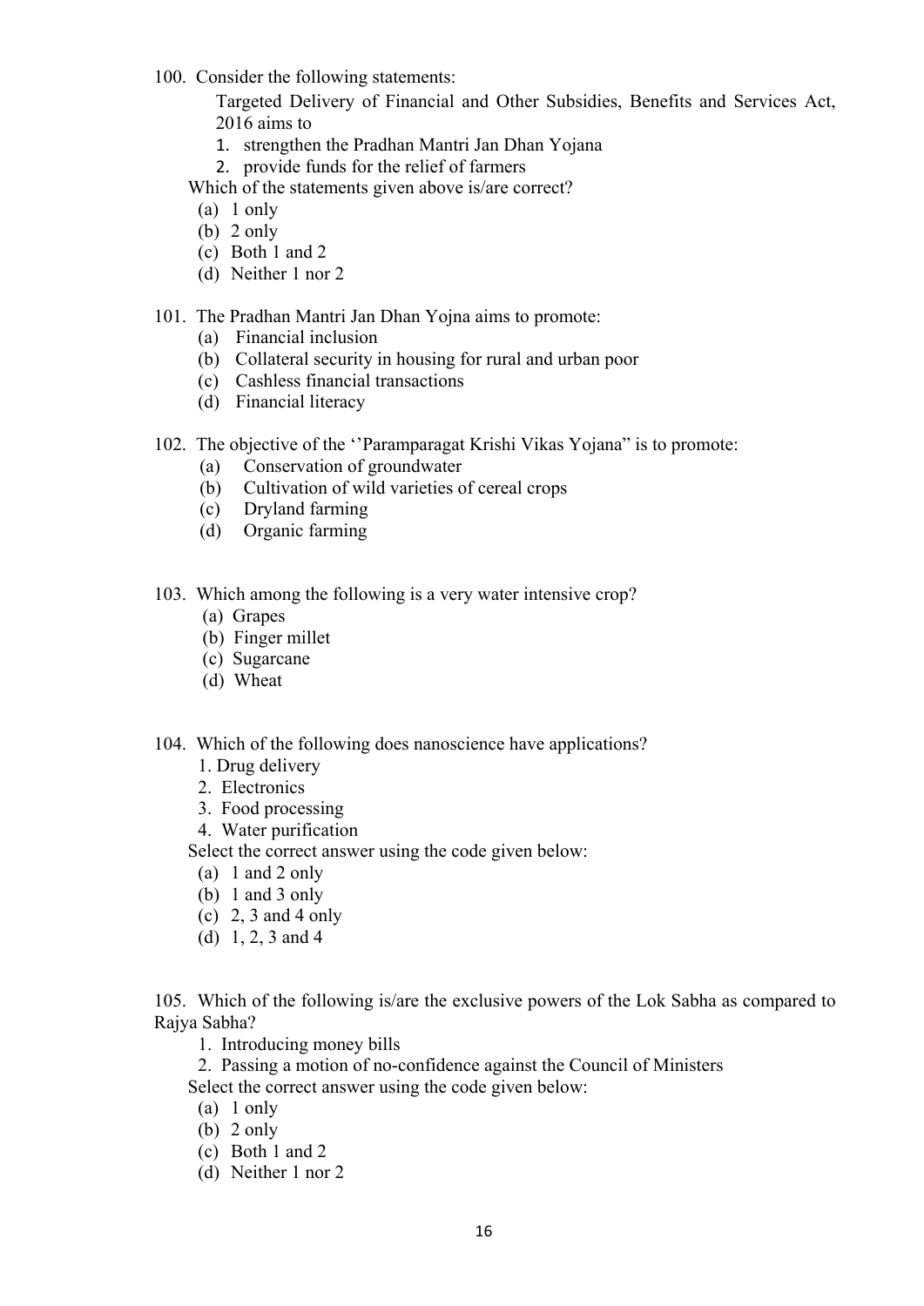100. Consider the following statements:

Targeted Delivery of Financial and Other Subsidies, Benefits and Services Act, 2016 aims to

1. strengthen the Pradhan Mantri Jan Dhan Yojana
2. provide funds for the relief of farmers

Which of the statements given above is/are correct?

(a) 1 only
(b) 2 only
(c) Both 1 and 2
(d) Neither 1 nor 2

101. The Pradhan Mantri Jan Dhan Yojna aims to promote:

(a) Financial inclusion
(b) Collateral security in housing for rural and urban poor
(c) Cashless financial transactions
(d) Financial literacy

102. The objective of the ''Paramparagat Krishi Vikas Yojana" is to promote:

(a) Conservation of groundwater
(b) Cultivation of wild varieties of cereal crops
(c) Dryland farming
(d) Organic farming

103. Which among the following is a very water intensive crop?

(a) Grapes
(b) Finger millet
(c) Sugarcane
(d) Wheat

104. Which of the following does nanoscience have applications?

1. Drug delivery
2. Electronics
3. Food processing
4. Water purification

Select the correct answer using the code given below:

(a) 1 and 2 only
(b) 1 and 3 only
(c) 2, 3 and 4 only
(d) 1, 2, 3 and 4

105. Which of the following is/are the exclusive powers of the Lok Sabha as compared to Rajya Sabha?

1. Introducing money bills
2. Passing a motion of no-confidence against the Council of Ministers

Select the correct answer using the code given below:

(a) 1 only
(b) 2 only
(c) Both 1 and 2
(d) Neither 1 nor 2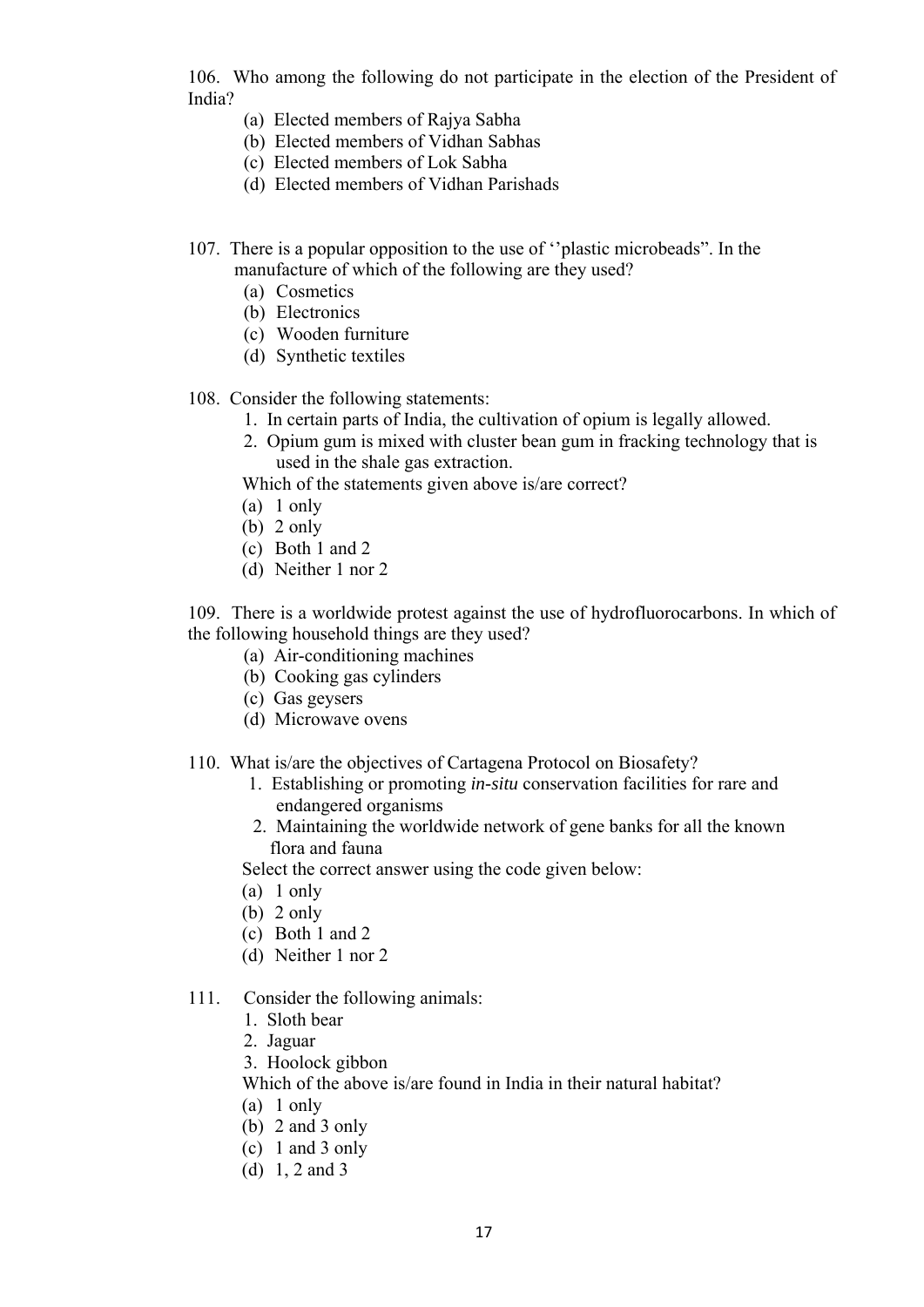106. Who among the following do not participate in the election of the President of India?

(a) Elected members of Rajya Sabha
(b) Elected members of Vidhan Sabhas
(c) Elected members of Lok Sabha
(d) Elected members of Vidhan Parishads

107. There is a popular opposition to the use of ''plastic microbeads". In the manufacture of which of the following are they used?

(a) Cosmetics
(b) Electronics
(c) Wooden furniture
(d) Synthetic textiles

108. Consider the following statements:

1. In certain parts of India, the cultivation of opium is legally allowed.
2. Opium gum is mixed with cluster bean gum in fracking technology that is used in the shale gas extraction.

Which of the statements given above is/are correct?

(a) 1 only
(b) 2 only
(c) Both 1 and 2
(d) Neither 1 nor 2

109. There is a worldwide protest against the use of hydrofluorocarbons. In which of the following household things are they used?

(a) Air-conditioning machines
(b) Cooking gas cylinders
(c) Gas geysers
(d) Microwave ovens

110. What is/are the objectives of Cartagena Protocol on Biosafety?

1. Establishing or promoting *in-situ* conservation facilities for rare and endangered organisms
2. Maintaining the worldwide network of gene banks for all the known flora and fauna

Select the correct answer using the code given below:

(a) 1 only
(b) 2 only
(c) Both 1 and 2
(d) Neither 1 nor 2

111. Consider the following animals:

1. Sloth bear
2. Jaguar
3. Hoolock gibbon

Which of the above is/are found in India in their natural habitat?

(a) 1 only
(b) 2 and 3 only
(c) 1 and 3 only
(d) 1, 2 and 3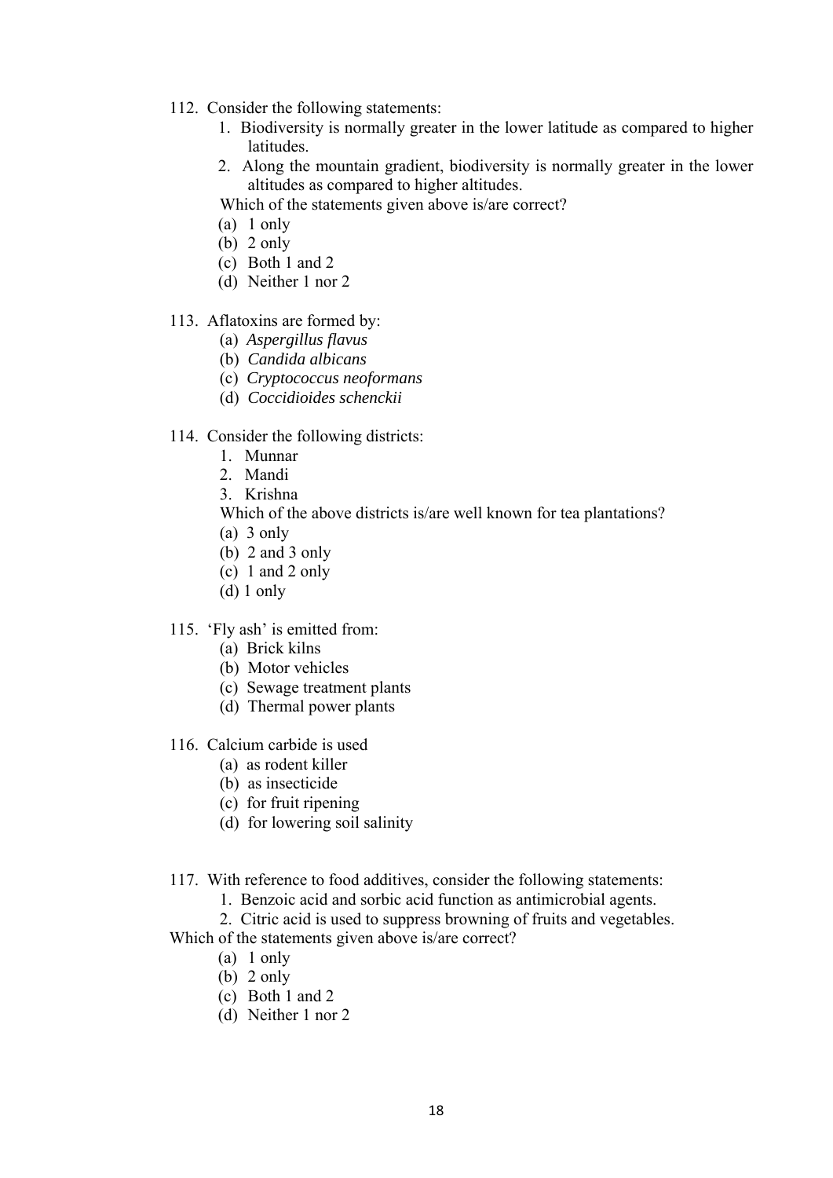112. Consider the following statements:

1. Biodiversity is normally greater in the lower latitude as compared to higher latitudes.
2. Along the mountain gradient, biodiversity is normally greater in the lower altitudes as compared to higher altitudes.

Which of the statements given above is/are correct?

(a) 1 only
(b) 2 only
(c) Both 1 and 2
(d) Neither 1 nor 2

113. Aflatoxins are formed by:

(a) *Aspergillus flavus*
(b) *Candida albicans*
(c) *Cryptococcus neoformans*
(d) *Coccidioides schenckii*

114. Consider the following districts:

1. Munnar
2. Mandi
3. Krishna

Which of the above districts is/are well known for tea plantations?

(a) 3 only
(b) 2 and 3 only
(c) 1 and 2 only
(d) 1 only

115. 'Fly ash' is emitted from:

(a) Brick kilns
(b) Motor vehicles
(c) Sewage treatment plants
(d) Thermal power plants

116. Calcium carbide is used

(a) as rodent killer
(b) as insecticide
(c) for fruit ripening
(d) for lowering soil salinity

117. With reference to food additives, consider the following statements:

1. Benzoic acid and sorbic acid function as antimicrobial agents.
2. Citric acid is used to suppress browning of fruits and vegetables.

Which of the statements given above is/are correct?

(a) 1 only
(b) 2 only
(c) Both 1 and 2
(d) Neither 1 nor 2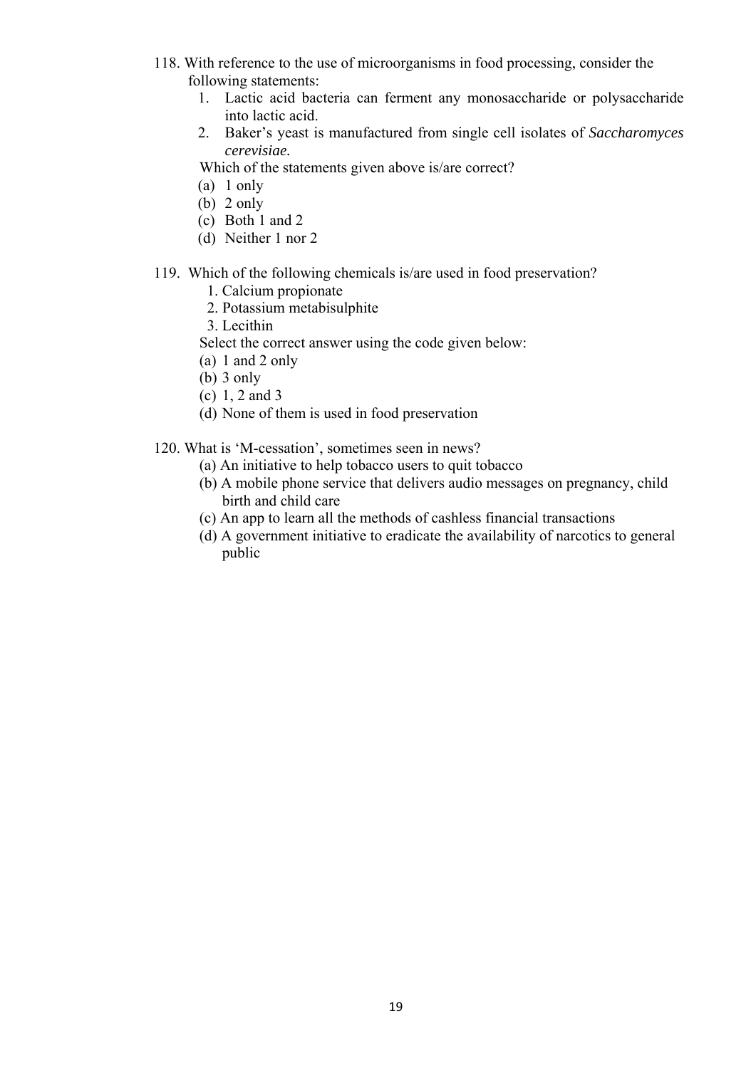118. With reference to the use of microorganisms in food processing, consider the following statements:

   1. Lactic acid bacteria can ferment any monosaccharide or polysaccharide into lactic acid.
   2. Baker's yeast is manufactured from single cell isolates of *Saccharomyces cerevisiae.*

   Which of the statements given above is/are correct?

   (a) 1 only
   (b) 2 only
   (c) Both 1 and 2
   (d) Neither 1 nor 2

119. Which of the following chemicals is/are used in food preservation?

   1. Calcium propionate
   2. Potassium metabisulphite
   3. Lecithin

   Select the correct answer using the code given below:

   (a) 1 and 2 only
   (b) 3 only
   (c) 1, 2 and 3
   (d) None of them is used in food preservation

120. What is 'M-cessation', sometimes seen in news?

   (a) An initiative to help tobacco users to quit tobacco
   (b) A mobile phone service that delivers audio messages on pregnancy, child birth and child care
   (c) An app to learn all the methods of cashless financial transactions
   (d) A government initiative to eradicate the availability of narcotics to general public